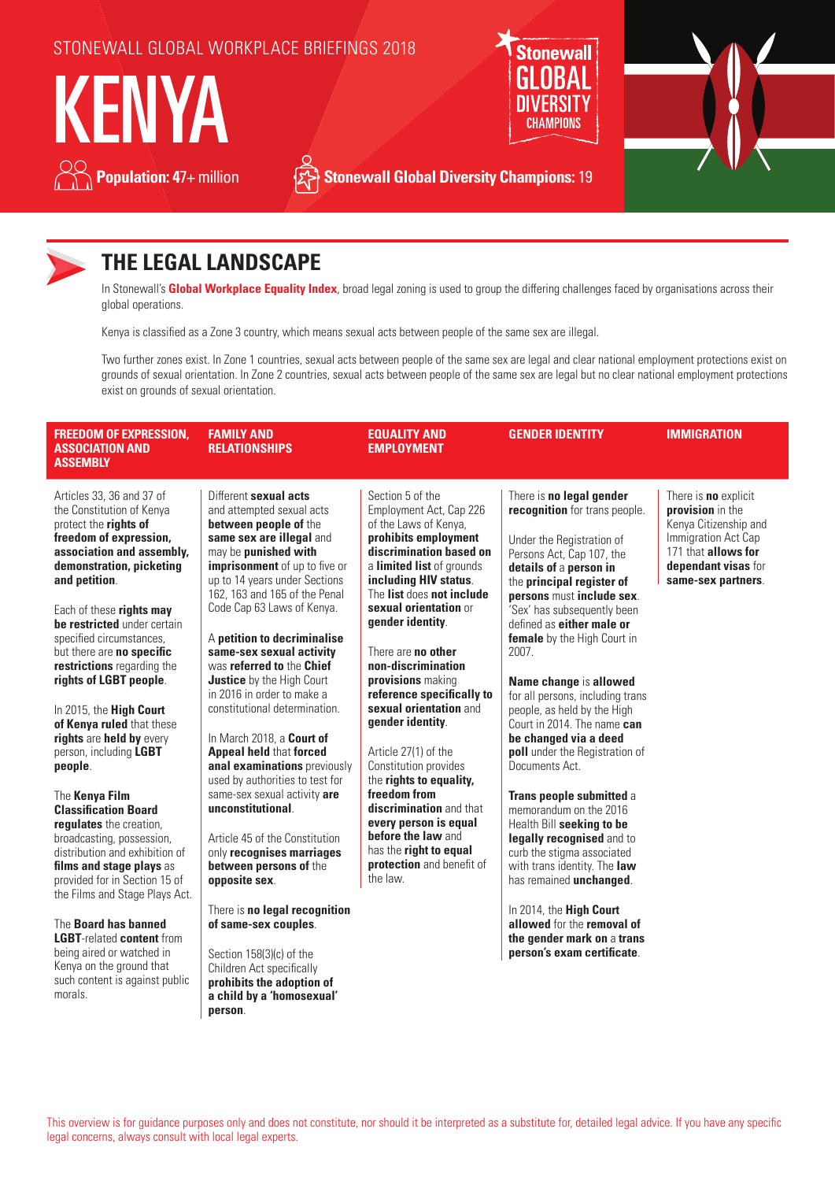STONEWALL GLOBAL WORKPLACE BRIEFINGS 2018

# KENYA

**Population:** 47+ million

**Stonewall Global Diversity Champions:** 19

## THE LEGAL LANDSCAPE

In Stonewall's **Global Workplace Equality Index**, broad legal zoning is used to group the differing challenges faced by organisations across their global operations.

Kenya is classified as a Zone 3 country, which means sexual acts between people of the same sex are illegal.

Two further zones exist. In Zone 1 countries, sexual acts between people of the same sex are legal and clear national employment protections exist on grounds of sexual orientation. In Zone 2 countries, sexual acts between people of the same sex are legal but no clear national employment protections exist on grounds of sexual orientation.

### FREEDOM OF EXPRESSION, ASSOCIATION AND ASSEMBLY

Articles 33, 36 and 37 of the Constitution of Kenya protect the **rights of freedom of expression, association and assembly, demonstration, picketing and petition**.

Each of these **rights may be restricted** under certain specified circumstances, but there are **no specific restrictions** regarding the **rights of LGBT people**.

In 2015, the **High Court of Kenya ruled** that these **rights** are **held by** every person, including **LGBT people**.

The **Kenya Film Classification Board regulates** the creation, broadcasting, possession, distribution and exhibition of **films and stage plays** as provided for in Section 15 of the Films and Stage Plays Act.

The **Board has banned LGBT**-related **content** from being aired or watched in Kenya on the ground that such content is against public morals.

### FAMILY AND RELATIONSHIPS

Different **sexual acts** and attempted sexual acts **between people of** the **same sex are illegal** and may be **punished with imprisonment** of up to five or up to 14 years under Sections 162, 163 and 165 of the Penal Code Cap 63 Laws of Kenya.

A **petition to decriminalise same-sex sexual activity** was **referred to** the **Chief Justice** by the High Court in 2016 in order to make a constitutional determination.

In March 2018, a **Court of Appeal held** that **forced anal examinations** previously used by authorities to test for same-sex sexual activity **are unconstitutional**.

Article 45 of the Constitution only **recognises marriages between persons** of the **opposite sex**.

There is **no legal recognition of same-sex couples**.

Section 158(3)(c) of the Children Act specifically **prohibits the adoption of a child by a 'homosexual' person**.

### EQUALITY AND EMPLOYMENT

Section 5 of the Employment Act, Cap 226 of the Laws of Kenya, **prohibits employment discrimination based on** a **limited list** of grounds **including HIV status**. The **list** does **not include sexual orientation** or **gender identity**.

There are **no other non-discrimination provisions** making **reference specifically to sexual orientation** and **gender identity**.

Article 27(1) of the Constitution provides the **rights to equality, freedom from discrimination** and that **every person is equal before the law** and has the **right to equal protection** and benefit of the law.

### GENDER IDENTITY

There is **no legal gender recognition** for trans people.

Under the Registration of Persons Act, Cap 107, the **details of** a **person in** the **principal register of persons** must **include sex**. 'Sex' has subsequently been defined as **either male or female** by the High Court in 2007.

**Name change** is **allowed** for all persons, including trans people, as held by the High Court in 2014. The name **can be changed via a deed poll** under the Registration of Documents Act.

**Trans people submitted** a memorandum on the 2016 Health Bill **seeking to be legally recognised** and to curb the stigma associated with trans identity. The **law** has remained **unchanged**.

In 2014, the **High Court allowed** for the **removal of the gender mark on** a **trans person's exam certificate**.

### IMMIGRATION

There is **no** explicit **provision** in the Kenya Citizenship and Immigration Act Cap 171 that **allows for dependant visas** for **same-sex partners**.

This overview is for guidance purposes only and does not constitute, nor should it be interpreted as a substitute for, detailed legal advice. If you have any specific legal concerns, always consult with local legal experts.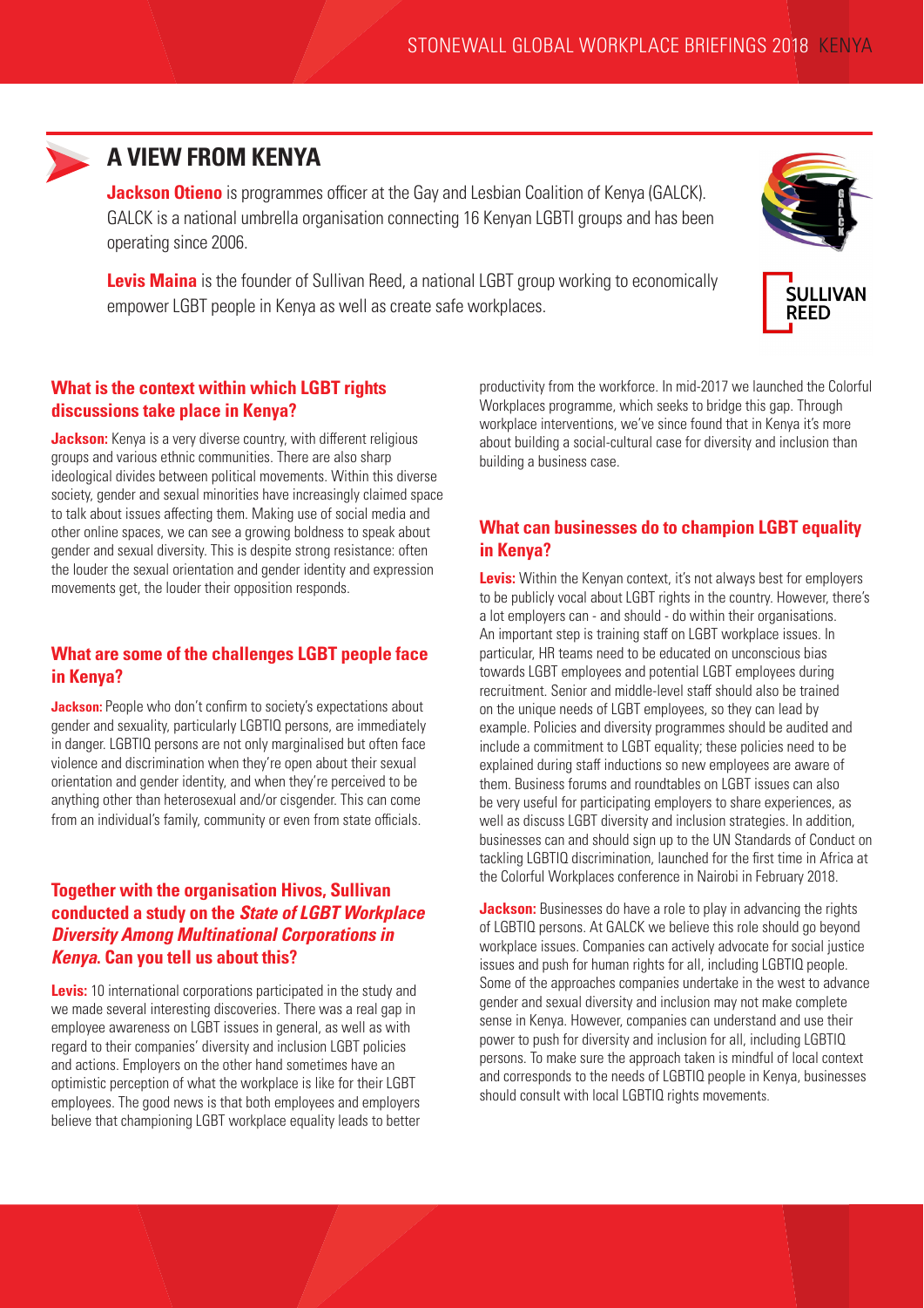## A VIEW FROM KENYA

**Jackson Otieno** is programmes officer at the Gay and Lesbian Coalition of Kenya (GALCK). GALCK is a national umbrella organisation connecting 16 Kenyan LGBTI groups and has been operating since 2006.

**Levis Maina** is the founder of Sullivan Reed, a national LGBT group working to economically empower LGBT people in Kenya as well as create safe workplaces.

### What is the context within which LGBT rights discussions take place in Kenya?

**Jackson:** Kenya is a very diverse country, with different religious groups and various ethnic communities. There are also sharp ideological divides between political movements. Within this diverse society, gender and sexual minorities have increasingly claimed space to talk about issues affecting them. Making use of social media and other online spaces, we can see a growing boldness to speak about gender and sexual diversity. This is despite strong resistance: often the louder the sexual orientation and gender identity and expression movements get, the louder their opposition responds.

### What are some of the challenges LGBT people face in Kenya?

**Jackson:** People who don't confirm to society's expectations about gender and sexuality, particularly LGBTIQ persons, are immediately in danger. LGBTIQ persons are not only marginalised but often face violence and discrimination when they're open about their sexual orientation and gender identity, and when they're perceived to be anything other than heterosexual and/or cisgender. This can come from an individual's family, community or even from state officials.

### Together with the organisation Hivos, Sullivan conducted a study on the *State of LGBT Workplace Diversity Among Multinational Corporations in Kenya.* Can you tell us about this?

**Levis:** 10 international corporations participated in the study and we made several interesting discoveries. There was a real gap in employee awareness on LGBT issues in general, as well as with regard to their companies' diversity and inclusion LGBT policies and actions. Employers on the other hand sometimes have an optimistic perception of what the workplace is like for their LGBT employees. The good news is that both employees and employers believe that championing LGBT workplace equality leads to better productivity from the workforce. In mid-2017 we launched the Colorful Workplaces programme, which seeks to bridge this gap. Through workplace interventions, we've since found that in Kenya it's more about building a social-cultural case for diversity and inclusion than building a business case.

### What can businesses do to champion LGBT equality in Kenya?

**Levis:** Within the Kenyan context, it's not always best for employers to be publicly vocal about LGBT rights in the country. However, there's a lot employers can - and should - do within their organisations. An important step is training staff on LGBT workplace issues. In particular, HR teams need to be educated on unconscious bias towards LGBT employees and potential LGBT employees during recruitment. Senior and middle-level staff should also be trained on the unique needs of LGBT employees, so they can lead by example. Policies and diversity programmes should be audited and include a commitment to LGBT equality; these policies need to be explained during staff inductions so new employees are aware of them. Business forums and roundtables on LGBT issues can also be very useful for participating employers to share experiences, as well as discuss LGBT diversity and inclusion strategies. In addition, businesses can and should sign up to the UN Standards of Conduct on tackling LGBTIQ discrimination, launched for the first time in Africa at the Colorful Workplaces conference in Nairobi in February 2018.

**Jackson:** Businesses do have a role to play in advancing the rights of LGBTIQ persons. At GALCK we believe this role should go beyond workplace issues. Companies can actively advocate for social justice issues and push for human rights for all, including LGBTIQ people. Some of the approaches companies undertake in the west to advance gender and sexual diversity and inclusion may not make complete sense in Kenya. However, companies can understand and use their power to push for diversity and inclusion for all, including LGBTIQ persons. To make sure the approach taken is mindful of local context and corresponds to the needs of LGBTIQ people in Kenya, businesses should consult with local LGBTIQ rights movements.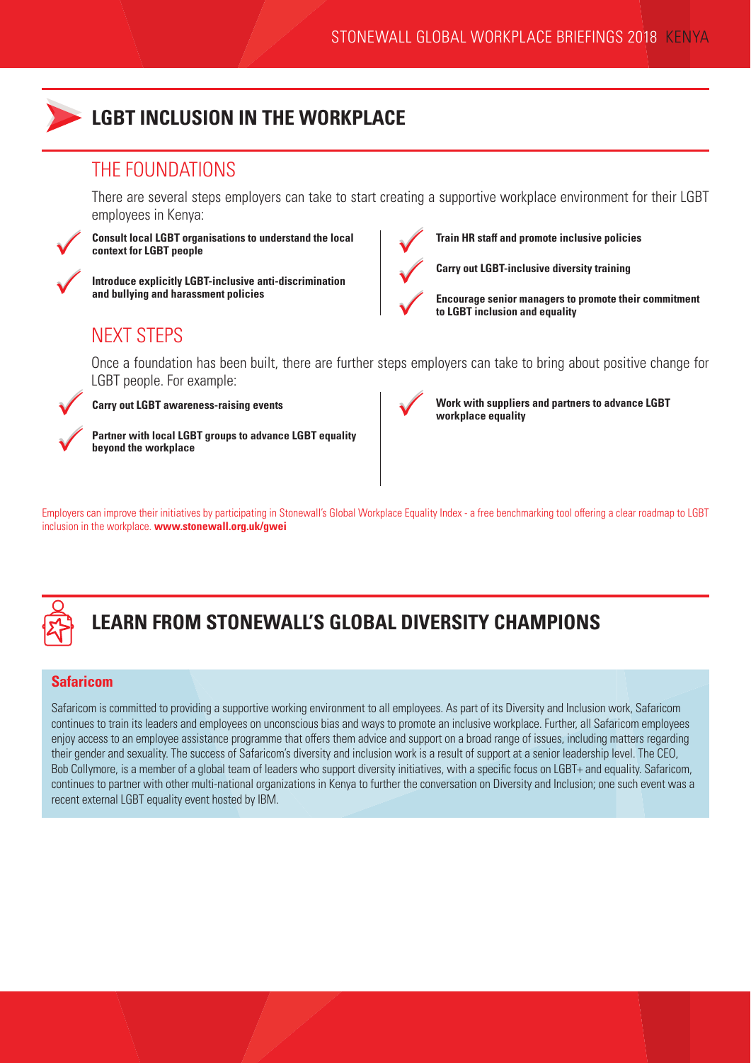# LGBT INCLUSION IN THE WORKPLACE

## THE FOUNDATIONS

There are several steps employers can take to start creating a supportive workplace environment for their LGBT employees in Kenya:

- **Consult local LGBT organisations to understand the local context for LGBT people**
- **Introduce explicitly LGBT-inclusive anti-discrimination and bullying and harassment policies**
- **Train HR staff and promote inclusive policies**
- **Carry out LGBT-inclusive diversity training**
- **Encourage senior managers to promote their commitment to LGBT inclusion and equality**

## NEXT STEPS

Once a foundation has been built, there are further steps employers can take to bring about positive change for LGBT people. For example:

- **Carry out LGBT awareness-raising events**
- **Partner with local LGBT groups to advance LGBT equality beyond the workplace**
- **Work with suppliers and partners to advance LGBT workplace equality**

Employers can improve their initiatives by participating in Stonewall's Global Workplace Equality Index - a free benchmarking tool offering a clear roadmap to LGBT inclusion in the workplace. **www.stonewall.org.uk/gwei**

# LEARN FROM STONEWALL'S GLOBAL DIVERSITY CHAMPIONS

### Safaricom

Safaricom is committed to providing a supportive working environment to all employees. As part of its Diversity and Inclusion work, Safaricom continues to train its leaders and employees on unconscious bias and ways to promote an inclusive workplace. Further, all Safaricom employees enjoy access to an employee assistance programme that offers them advice and support on a broad range of issues, including matters regarding their gender and sexuality. The success of Safaricom's diversity and inclusion work is a result of support at a senior leadership level. The CEO, Bob Collymore, is a member of a global team of leaders who support diversity initiatives, with a specific focus on LGBT+ and equality. Safaricom, continues to partner with other multi-national organizations in Kenya to further the conversation on Diversity and Inclusion; one such event was a recent external LGBT equality event hosted by IBM.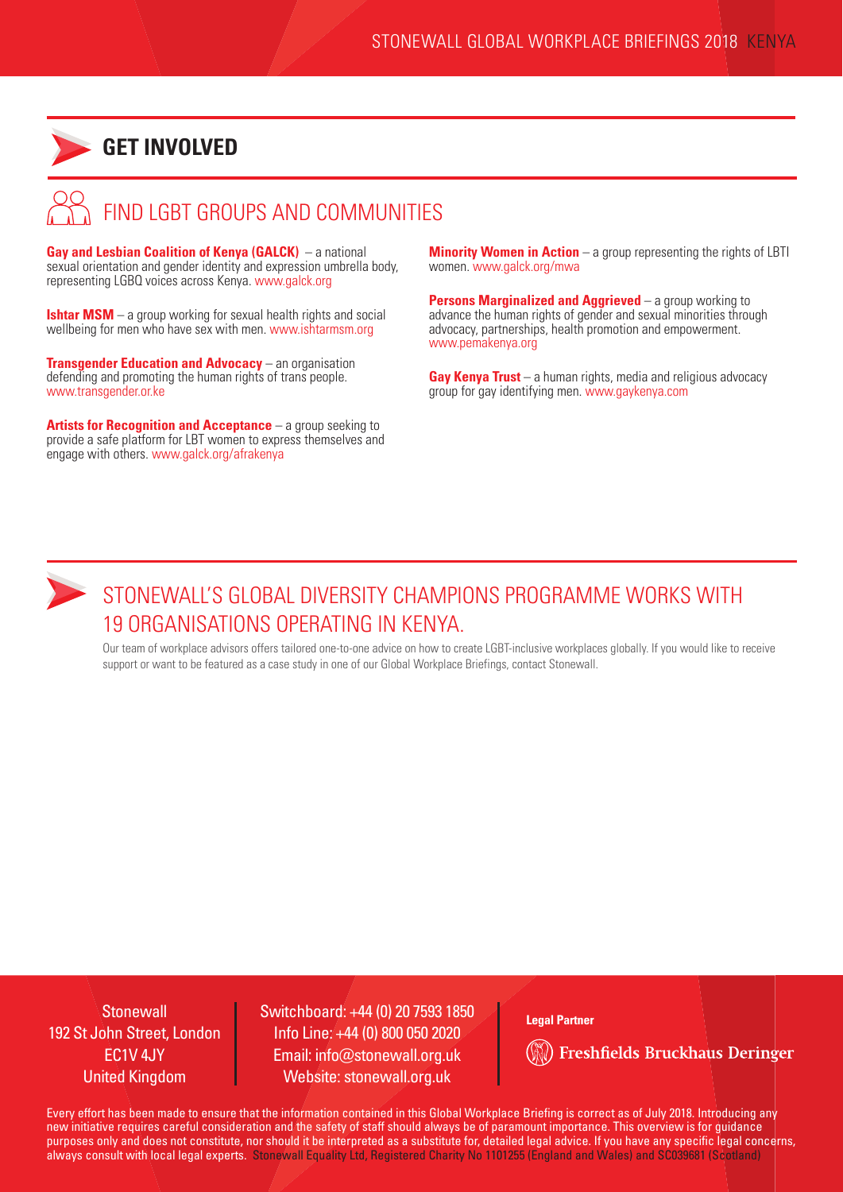## GET INVOLVED

### FIND LGBT GROUPS AND COMMUNITIES

**Gay and Lesbian Coalition of Kenya (GALCK)** – a national sexual orientation and gender identity and expression umbrella body, representing LGBQ voices across Kenya. www.galck.org

**Ishtar MSM** – a group working for sexual health rights and social wellbeing for men who have sex with men. www.ishtarmsm.org

**Transgender Education and Advocacy** – an organisation defending and promoting the human rights of trans people. www.transgender.or.ke

**Artists for Recognition and Acceptance** – a group seeking to provide a safe platform for LBT women to express themselves and engage with others. www.galck.org/afrakenya

**Minority Women in Action** – a group representing the rights of LBTI women. www.galck.org/mwa

**Persons Marginalized and Aggrieved** – a group working to advance the human rights of gender and sexual minorities through advocacy, partnerships, health promotion and empowerment. www.pemakenya.org

**Gay Kenya Trust** – a human rights, media and religious advocacy group for gay identifying men. www.gaykenya.com

## STONEWALL'S GLOBAL DIVERSITY CHAMPIONS PROGRAMME WORKS WITH 19 ORGANISATIONS OPERATING IN KENYA.

Our team of workplace advisors offers tailored one-to-one advice on how to create LGBT-inclusive workplaces globally. If you would like to receive support or want to be featured as a case study in one of our Global Workplace Briefings, contact Stonewall.

Stonewall
192 St John Street, London
EC1V 4JY
United Kingdom

Switchboard: +44 (0) 20 7593 1850
Info Line: +44 (0) 800 050 2020
Email: info@stonewall.org.uk
Website: stonewall.org.uk

**Legal Partner**

Freshfields Bruckhaus Deringer

Every effort has been made to ensure that the information contained in this Global Workplace Briefing is correct as of July 2018. Introducing any new initiative requires careful consideration and the safety of staff should always be of paramount importance. This overview is for guidance purposes only and does not constitute, nor should it be interpreted as a substitute for, detailed legal advice. If you have any specific legal concerns, always consult with local legal experts. Stonewall Equality Ltd, Registered Charity No 1101255 (England and Wales) and SC039681 (Scotland)